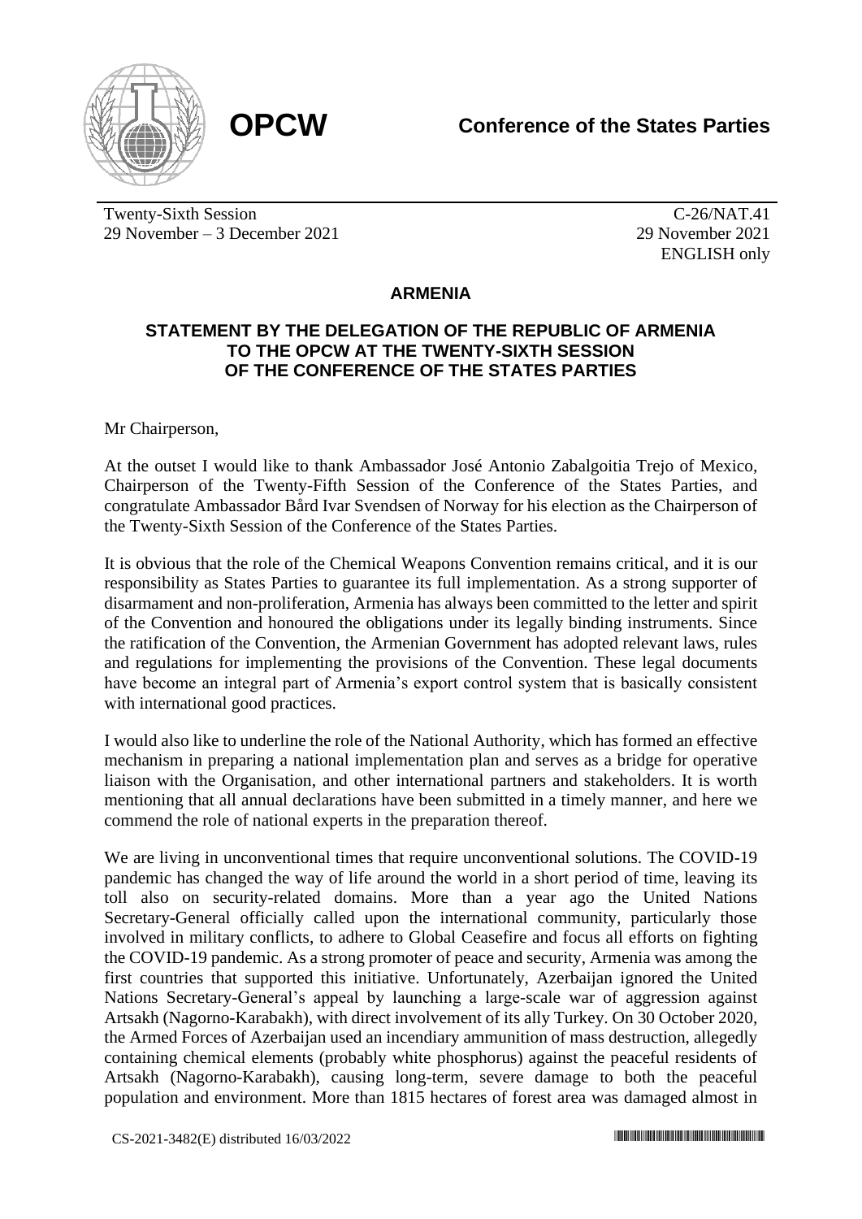**OPCW**

**Conference of the States Parties**

Twenty-Sixth Session
29 November – 3 December 2021

C-26/NAT.41
29 November 2021
ENGLISH only

## ARMENIA

### STATEMENT BY THE DELEGATION OF THE REPUBLIC OF ARMENIA TO THE OPCW AT THE TWENTY-SIXTH SESSION OF THE CONFERENCE OF THE STATES PARTIES

Mr Chairperson,

At the outset I would like to thank Ambassador José Antonio Zabalgoitia Trejo of Mexico, Chairperson of the Twenty-Fifth Session of the Conference of the States Parties, and congratulate Ambassador Bård Ivar Svendsen of Norway for his election as the Chairperson of the Twenty-Sixth Session of the Conference of the States Parties.

It is obvious that the role of the Chemical Weapons Convention remains critical, and it is our responsibility as States Parties to guarantee its full implementation. As a strong supporter of disarmament and non-proliferation, Armenia has always been committed to the letter and spirit of the Convention and honoured the obligations under its legally binding instruments. Since the ratification of the Convention, the Armenian Government has adopted relevant laws, rules and regulations for implementing the provisions of the Convention. These legal documents have become an integral part of Armenia's export control system that is basically consistent with international good practices.

I would also like to underline the role of the National Authority, which has formed an effective mechanism in preparing a national implementation plan and serves as a bridge for operative liaison with the Organisation, and other international partners and stakeholders. It is worth mentioning that all annual declarations have been submitted in a timely manner, and here we commend the role of national experts in the preparation thereof.

We are living in unconventional times that require unconventional solutions. The COVID-19 pandemic has changed the way of life around the world in a short period of time, leaving its toll also on security-related domains. More than a year ago the United Nations Secretary-General officially called upon the international community, particularly those involved in military conflicts, to adhere to Global Ceasefire and focus all efforts on fighting the COVID-19 pandemic. As a strong promoter of peace and security, Armenia was among the first countries that supported this initiative. Unfortunately, Azerbaijan ignored the United Nations Secretary-General's appeal by launching a large-scale war of aggression against Artsakh (Nagorno-Karabakh), with direct involvement of its ally Turkey. On 30 October 2020, the Armed Forces of Azerbaijan used an incendiary ammunition of mass destruction, allegedly containing chemical elements (probably white phosphorus) against the peaceful residents of Artsakh (Nagorno-Karabakh), causing long-term, severe damage to both the peaceful population and environment. More than 1815 hectares of forest area was damaged almost in

CS-2021-3482(E) distributed 16/03/2022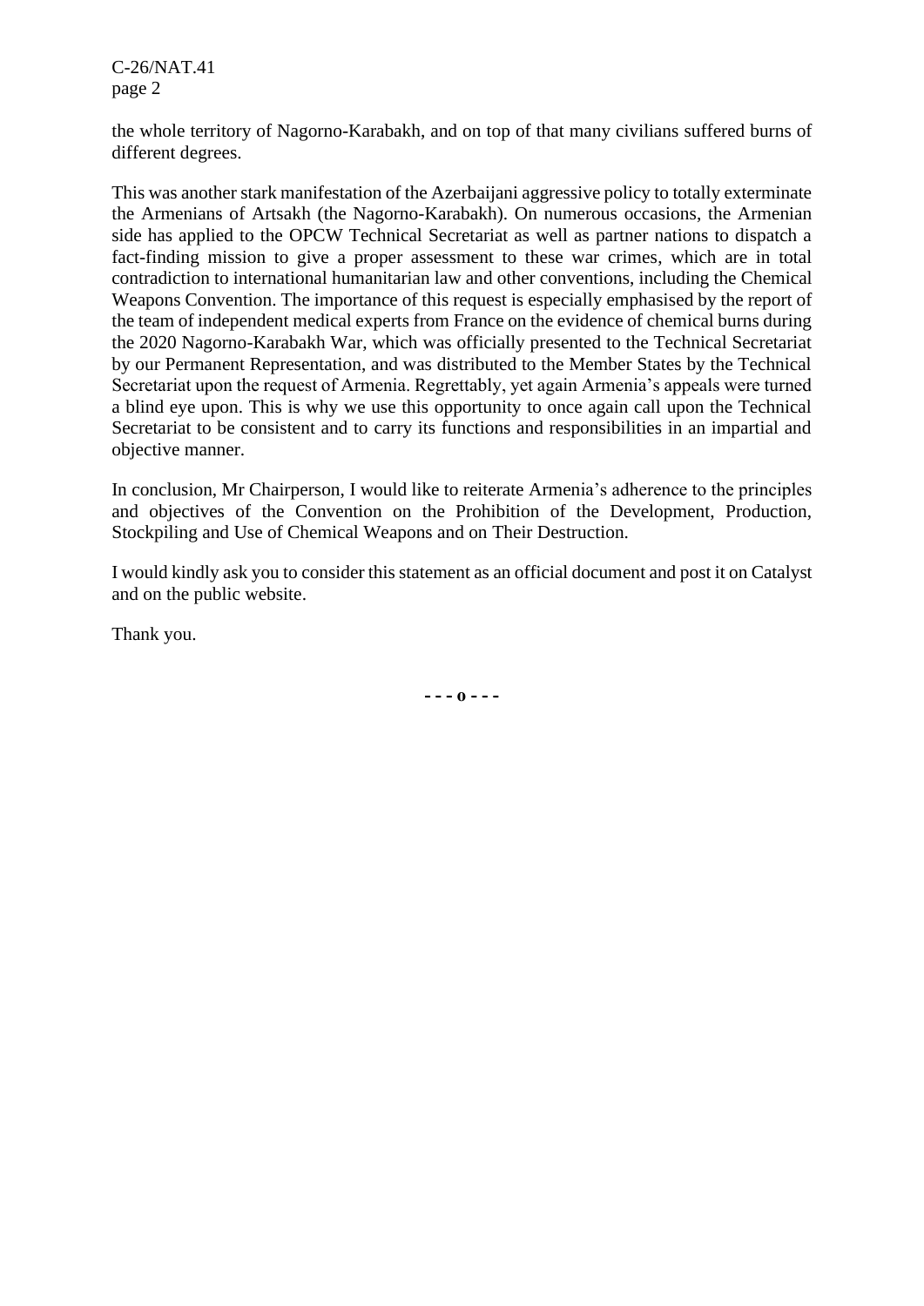the whole territory of Nagorno-Karabakh, and on top of that many civilians suffered burns of different degrees.

This was another stark manifestation of the Azerbaijani aggressive policy to totally exterminate the Armenians of Artsakh (the Nagorno-Karabakh). On numerous occasions, the Armenian side has applied to the OPCW Technical Secretariat as well as partner nations to dispatch a fact-finding mission to give a proper assessment to these war crimes, which are in total contradiction to international humanitarian law and other conventions, including the Chemical Weapons Convention. The importance of this request is especially emphasised by the report of the team of independent medical experts from France on the evidence of chemical burns during the 2020 Nagorno-Karabakh War, which was officially presented to the Technical Secretariat by our Permanent Representation, and was distributed to the Member States by the Technical Secretariat upon the request of Armenia. Regrettably, yet again Armenia's appeals were turned a blind eye upon. This is why we use this opportunity to once again call upon the Technical Secretariat to be consistent and to carry its functions and responsibilities in an impartial and objective manner.

In conclusion, Mr Chairperson, I would like to reiterate Armenia's adherence to the principles and objectives of the Convention on the Prohibition of the Development, Production, Stockpiling and Use of Chemical Weapons and on Their Destruction.

I would kindly ask you to consider this statement as an official document and post it on Catalyst and on the public website.

Thank you.

**- - - o - - -**